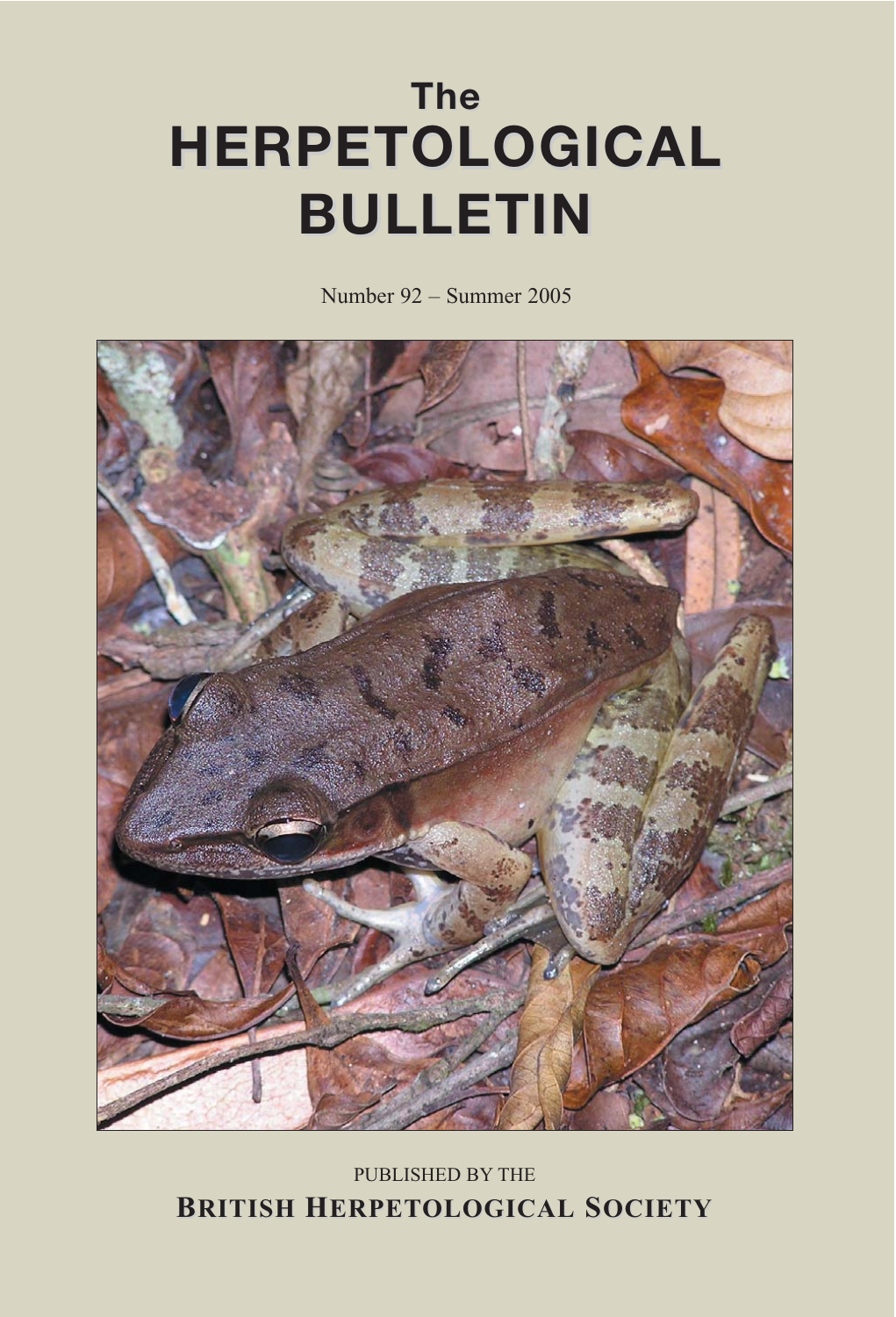# The HERPETOLOGICAL BULLETIN

Number 92 – Summer 2005

PUBLISHED BY THE

**BRITISH HERPETOLOGICAL SOCIETY**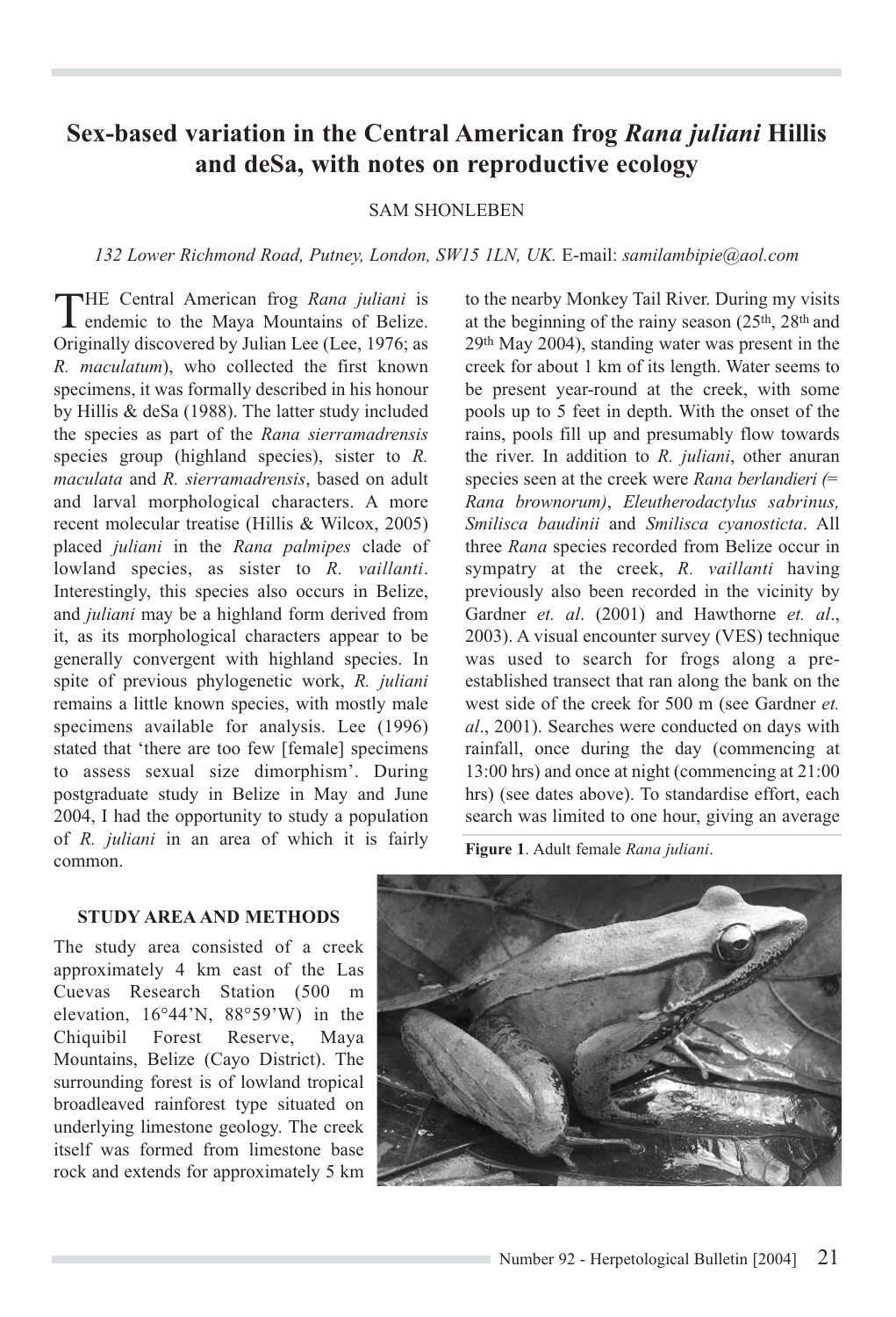# Sex-based variation in the Central American frog *Rana juliani* Hillis and deSa, with notes on reproductive ecology

SAM SHONLEBEN

*132 Lower Richmond Road, Putney, London, SW15 1LN, UK.* E-mail: *samilambipie@aol.com*

THE Central American frog *Rana juliani* is endemic to the Maya Mountains of Belize. Originally discovered by Julian Lee (Lee, 1976; as *R. maculatum*), who collected the first known specimens, it was formally described in his honour by Hillis & deSa (1988). The latter study included the species as part of the *Rana sierramadrensis* species group (highland species), sister to *R. maculata* and *R. sierramadrensis*, based on adult and larval morphological characters. A more recent molecular treatise (Hillis & Wilcox, 2005) placed *juliani* in the *Rana palmipes* clade of lowland species, as sister to *R. vaillanti*. Interestingly, this species also occurs in Belize, and *juliani* may be a highland form derived from it, as its morphological characters appear to be generally convergent with highland species. In spite of previous phylogenetic work, *R. juliani* remains a little known species, with mostly male specimens available for analysis. Lee (1996) stated that 'there are too few [female] specimens to assess sexual size dimorphism'. During postgraduate study in Belize in May and June 2004, I had the opportunity to study a population of *R. juliani* in an area of which it is fairly common.

## STUDY AREA AND METHODS

The study area consisted of a creek approximately 4 km east of the Las Cuevas Research Station (500 m elevation, 16°44'N, 88°59'W) in the Chiquibil Forest Reserve, Maya Mountains, Belize (Cayo District). The surrounding forest is of lowland tropical broadleaved rainforest type situated on underlying limestone geology. The creek itself was formed from limestone base rock and extends for approximately 5 km to the nearby Monkey Tail River. During my visits at the beginning of the rainy season (25th, 28th and 29th May 2004), standing water was present in the creek for about 1 km of its length. Water seems to be present year-round at the creek, with some pools up to 5 feet in depth. With the onset of the rains, pools fill up and presumably flow towards the river. In addition to *R. juliani*, other anuran species seen at the creek were *Rana berlandieri (= Rana brownorum)*, *Eleutherodactylus sabrinus, Smilisca baudinii* and *Smilisca cyanosticta*. All three *Rana* species recorded from Belize occur in sympatry at the creek, *R. vaillanti* having previously also been recorded in the vicinity by Gardner *et. al*. (2001) and Hawthorne *et. al*., 2003). A visual encounter survey (VES) technique was used to search for frogs along a pre-established transect that ran along the bank on the west side of the creek for 500 m (see Gardner *et. al*., 2001). Searches were conducted on days with rainfall, once during the day (commencing at 13:00 hrs) and once at night (commencing at 21:00 hrs) (see dates above). To standardise effort, each search was limited to one hour, giving an average

**Figure 1**. Adult female *Rana juliani*.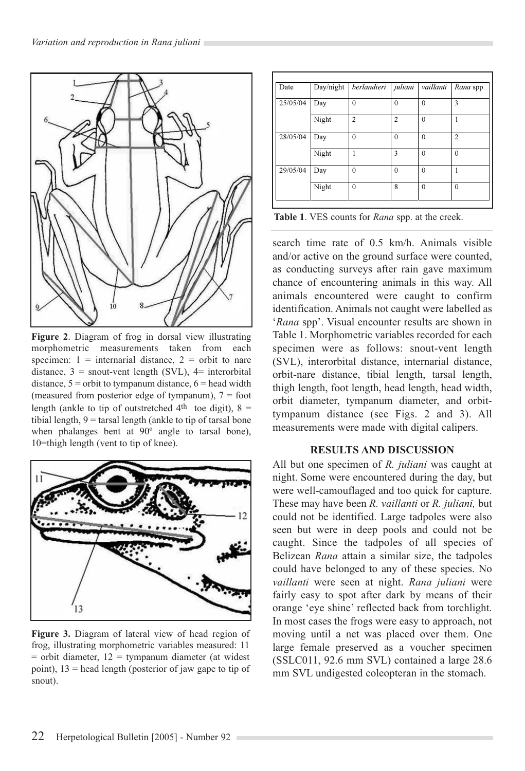Figure 2. Diagram of frog in dorsal view illustrating morphometric measurements taken from each specimen: 1 = internarial distance, 2 = orbit to nare distance, 3 = snout-vent length (SVL), 4= interorbital distance, 5 = orbit to tympanum distance, 6 = head width (measured from posterior edge of tympanum), 7 = foot length (ankle to tip of outstretched 4th toe digit), 8 = tibial length, 9 = tarsal length (ankle to tip of tarsal bone when phalanges bent at 90º angle to tarsal bone), 10=thigh length (vent to tip of knee).

Figure 3. Diagram of lateral view of head region of frog, illustrating morphometric variables measured: 11 = orbit diameter, 12 = tympanum diameter (at widest point), 13 = head length (posterior of jaw gape to tip of snout).

| Date | Day/night | *berlandieri* | *juliani* | *vaillanti* | *Rana* spp. |
|---|---|---|---|---|---|
| 25/05/04 | Day | 0 | 0 | 0 | 3 |
| | Night | 2 | 2 | 0 | 1 |
| 28/05/04 | Day | 0 | 0 | 0 | 2 |
| | Night | 1 | 3 | 0 | 0 |
| 29/05/04 | Day | 0 | 0 | 0 | 1 |
| | Night | 0 | 8 | 0 | 0 |

**Table 1**. VES counts for *Rana* spp. at the creek.

search time rate of 0.5 km/h. Animals visible and/or active on the ground surface were counted, as conducting surveys after rain gave maximum chance of encountering animals in this way. All animals encountered were caught to confirm identification. Animals not caught were labelled as '*Rana* spp'. Visual encounter results are shown in Table 1. Morphometric variables recorded for each specimen were as follows: snout-vent length (SVL), interorbital distance, internarial distance, orbit-nare distance, tibial length, tarsal length, thigh length, foot length, head length, head width, orbit diameter, tympanum diameter, and orbit-tympanum distance (see Figs. 2 and 3). All measurements were made with digital calipers.

## RESULTS AND DISCUSSION

All but one specimen of *R. juliani* was caught at night. Some were encountered during the day, but were well-camouflaged and too quick for capture. These may have been *R. vaillanti* or *R. juliani,* but could not be identified. Large tadpoles were also seen but were in deep pools and could not be caught. Since the tadpoles of all species of Belizean *Rana* attain a similar size, the tadpoles could have belonged to any of these species. No *vaillanti* were seen at night. *Rana juliani* were fairly easy to spot after dark by means of their orange 'eye shine' reflected back from torchlight. In most cases the frogs were easy to approach, not moving until a net was placed over them. One large female preserved as a voucher specimen (SSLC011, 92.6 mm SVL) contained a large 28.6 mm SVL undigested coleopteran in the stomach.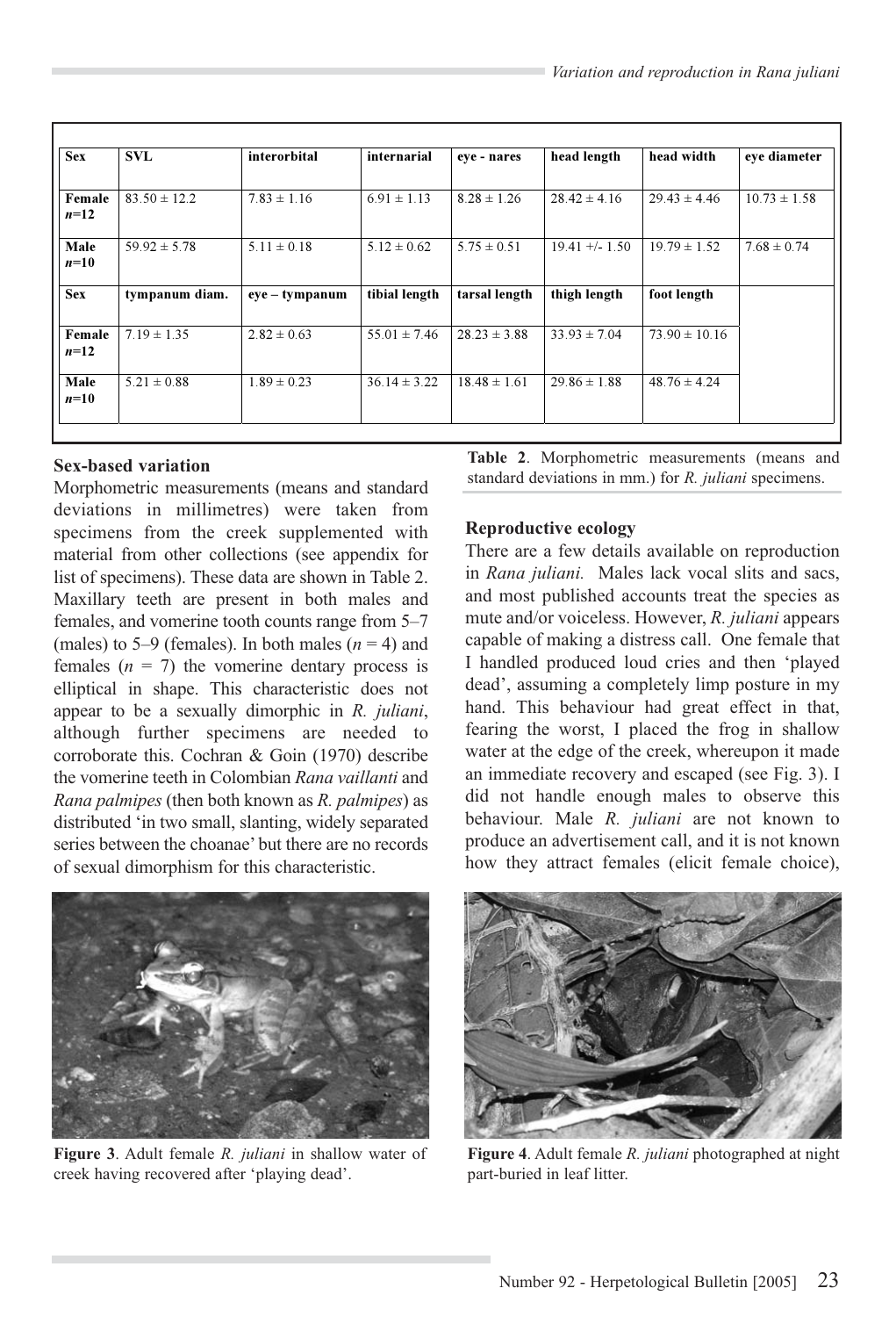| Sex | SVL | interorbital | internarial | eye - nares | head length | head width | eye diameter |
|---|---|---|---|---|---|---|---|
| Female $n$=12 | 83.50 ± 12.2 | 7.83 ± 1.16 | 6.91 ± 1.13 | 8.28 ± 1.26 | 28.42 ± 4.16 | 29.43 ± 4.46 | 10.73 ± 1.58 |
| Male $n$=10 | 59.92 ± 5.78 | 5.11 ± 0.18 | 5.12 ± 0.62 | 5.75 ± 0.51 | 19.41 +/- 1.50 | 19.79 ± 1.52 | 7.68 ± 0.74 |
| **Sex** | **tympanum diam.** | **eye – tympanum** | **tibial length** | **tarsal length** | **thigh length** | **foot length** | |
| Female $n$=12 | 7.19 ± 1.35 | 2.82 ± 0.63 | 55.01 ± 7.46 | 28.23 ± 3.88 | 33.93 ± 7.04 | 73.90 ± 10.16 | |
| Male $n$=10 | 5.21 ± 0.88 | 1.89 ± 0.23 | 36.14 ± 3.22 | 18.48 ± 1.61 | 29.86 ± 1.88 | 48.76 ± 4.24 | |

**Table 2**. Morphometric measurements (means and standard deviations in mm.) for *R. juliani* specimens.

**Sex-based variation**

Morphometric measurements (means and standard deviations in millimetres) were taken from specimens from the creek supplemented with material from other collections (see appendix for list of specimens). These data are shown in Table 2. Maxillary teeth are present in both males and females, and vomerine tooth counts range from 5–7 (males) to 5–9 (females). In both males ($n$ = 4) and females ($n$ = 7) the vomerine dentary process is elliptical in shape. This characteristic does not appear to be a sexually dimorphic in *R. juliani*, although further specimens are needed to corroborate this. Cochran & Goin (1970) describe the vomerine teeth in Colombian *Rana vaillanti* and *Rana palmipes* (then both known as *R. palmipes*) as distributed 'in two small, slanting, widely separated series between the choanae' but there are no records of sexual dimorphism for this characteristic.

**Figure 3**. Adult female *R. juliani* in shallow water of creek having recovered after 'playing dead'.

**Reproductive ecology**

There are a few details available on reproduction in *Rana juliani.* Males lack vocal slits and sacs, and most published accounts treat the species as mute and/or voiceless. However, *R. juliani* appears capable of making a distress call. One female that I handled produced loud cries and then 'played dead', assuming a completely limp posture in my hand. This behaviour had great effect in that, fearing the worst, I placed the frog in shallow water at the edge of the creek, whereupon it made an immediate recovery and escaped (see Fig. 3). I did not handle enough males to observe this behaviour. Male *R. juliani* are not known to produce an advertisement call, and it is not known how they attract females (elicit female choice),

**Figure 4**. Adult female *R. juliani* photographed at night part-buried in leaf litter.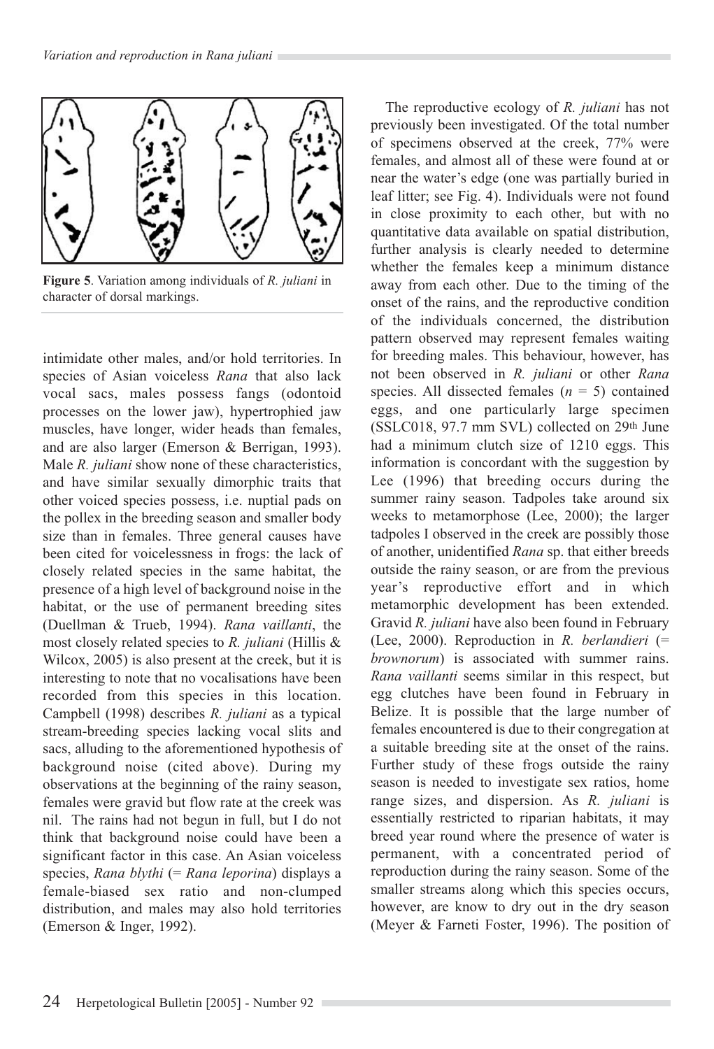**Figure 5**. Variation among individuals of *R. juliani* in character of dorsal markings.

intimidate other males, and/or hold territories. In species of Asian voiceless *Rana* that also lack vocal sacs, males possess fangs (odontoid processes on the lower jaw), hypertrophied jaw muscles, have longer, wider heads than females, and are also larger (Emerson & Berrigan, 1993). Male *R. juliani* show none of these characteristics, and have similar sexually dimorphic traits that other voiced species possess, i.e. nuptial pads on the pollex in the breeding season and smaller body size than in females. Three general causes have been cited for voicelessness in frogs: the lack of closely related species in the same habitat, the presence of a high level of background noise in the habitat, or the use of permanent breeding sites (Duellman & Trueb, 1994). *Rana vaillanti*, the most closely related species to *R. juliani* (Hillis & Wilcox, 2005) is also present at the creek, but it is interesting to note that no vocalisations have been recorded from this species in this location. Campbell (1998) describes *R. juliani* as a typical stream-breeding species lacking vocal slits and sacs, alluding to the aforementioned hypothesis of background noise (cited above). During my observations at the beginning of the rainy season, females were gravid but flow rate at the creek was nil. The rains had not begun in full, but I do not think that background noise could have been a significant factor in this case. An Asian voiceless species, *Rana blythi* (= *Rana leporina*) displays a female-biased sex ratio and non-clumped distribution, and males may also hold territories (Emerson & Inger, 1992).

The reproductive ecology of *R. juliani* has not previously been investigated. Of the total number of specimens observed at the creek, 77% were females, and almost all of these were found at or near the water's edge (one was partially buried in leaf litter; see Fig. 4). Individuals were not found in close proximity to each other, but with no quantitative data available on spatial distribution, further analysis is clearly needed to determine whether the females keep a minimum distance away from each other. Due to the timing of the onset of the rains, and the reproductive condition of the individuals concerned, the distribution pattern observed may represent females waiting for breeding males. This behaviour, however, has not been observed in *R. juliani* or other *Rana* species. All dissected females (*n* = 5) contained eggs, and one particularly large specimen (SSLC018, 97.7 mm SVL) collected on 29th June had a minimum clutch size of 1210 eggs. This information is concordant with the suggestion by Lee (1996) that breeding occurs during the summer rainy season. Tadpoles take around six weeks to metamorphose (Lee, 2000); the larger tadpoles I observed in the creek are possibly those of another, unidentified *Rana* sp. that either breeds outside the rainy season, or are from the previous year's reproductive effort and in which metamorphic development has been extended. Gravid *R. juliani* have also been found in February (Lee, 2000). Reproduction in *R. berlandieri* (= *brownorum*) is associated with summer rains. *Rana vaillanti* seems similar in this respect, but egg clutches have been found in February in Belize. It is possible that the large number of females encountered is due to their congregation at a suitable breeding site at the onset of the rains. Further study of these frogs outside the rainy season is needed to investigate sex ratios, home range sizes, and dispersion. As *R. juliani* is essentially restricted to riparian habitats, it may breed year round where the presence of water is permanent, with a concentrated period of reproduction during the rainy season. Some of the smaller streams along which this species occurs, however, are know to dry out in the dry season (Meyer & Farneti Foster, 1996). The position of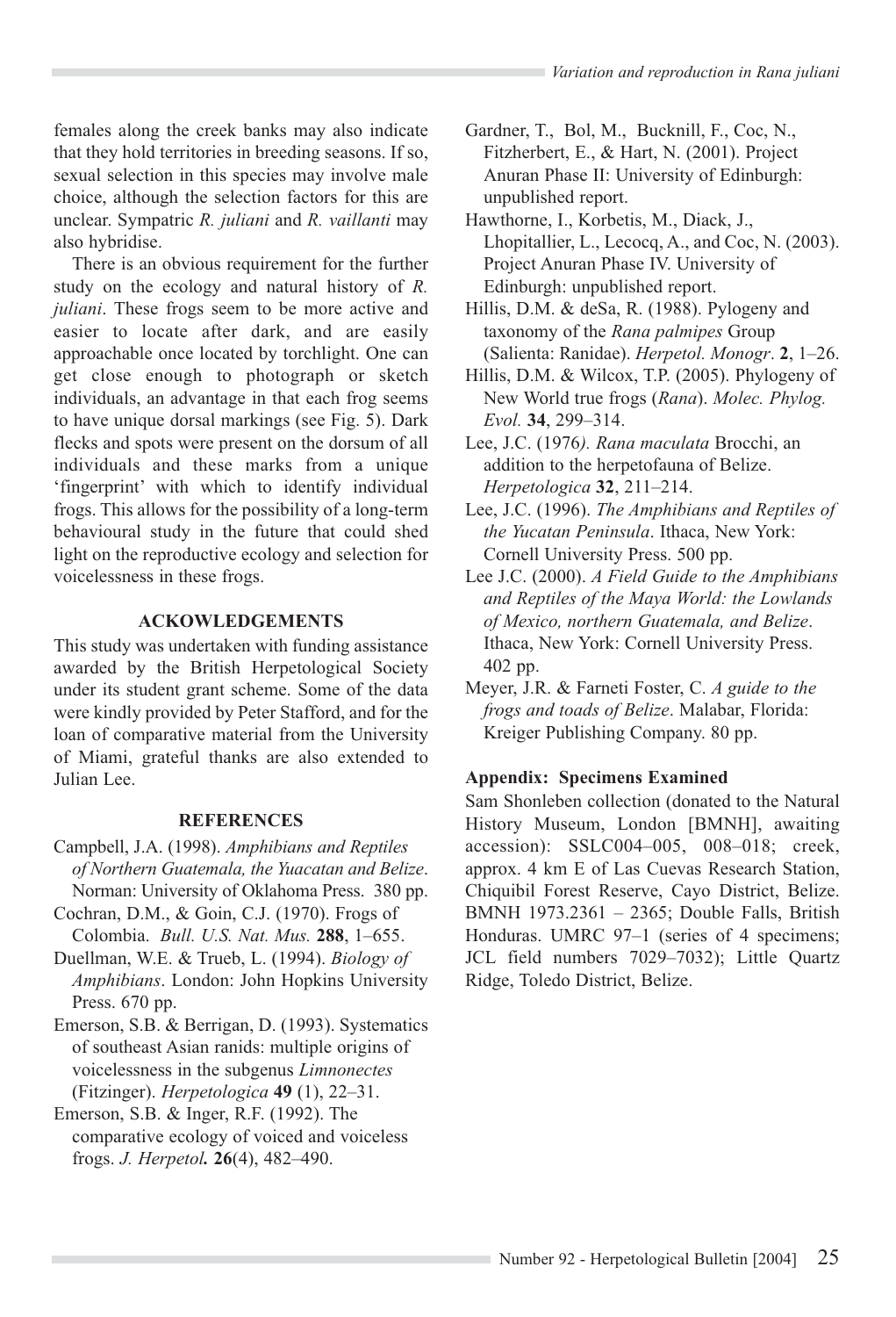females along the creek banks may also indicate that they hold territories in breeding seasons. If so, sexual selection in this species may involve male choice, although the selection factors for this are unclear. Sympatric *R. juliani* and *R. vaillanti* may also hybridise.

There is an obvious requirement for the further study on the ecology and natural history of *R. juliani*. These frogs seem to be more active and easier to locate after dark, and are easily approachable once located by torchlight. One can get close enough to photograph or sketch individuals, an advantage in that each frog seems to have unique dorsal markings (see Fig. 5). Dark flecks and spots were present on the dorsum of all individuals and these marks from a unique 'fingerprint' with which to identify individual frogs. This allows for the possibility of a long-term behavioural study in the future that could shed light on the reproductive ecology and selection for voicelessness in these frogs.

## ACKOWLEDGEMENTS

This study was undertaken with funding assistance awarded by the British Herpetological Society under its student grant scheme. Some of the data were kindly provided by Peter Stafford, and for the loan of comparative material from the University of Miami, grateful thanks are also extended to Julian Lee.

## REFERENCES

Campbell, J.A. (1998). *Amphibians and Reptiles of Northern Guatemala, the Yuacatan and Belize*. Norman: University of Oklahoma Press. 380 pp.

Cochran, D.M., & Goin, C.J. (1970). Frogs of Colombia. *Bull. U.S. Nat. Mus.* **288**, 1–655.

Duellman, W.E. & Trueb, L. (1994). *Biology of Amphibians*. London: John Hopkins University Press. 670 pp.

Emerson, S.B. & Berrigan, D. (1993). Systematics of southeast Asian ranids: multiple origins of voicelessness in the subgenus *Limnonectes* (Fitzinger). *Herpetologica* **49** (1), 22–31.

Emerson, S.B. & Inger, R.F. (1992). The comparative ecology of voiced and voiceless frogs. *J. Herpetol.* **26**(4), 482–490.

Gardner, T., Bol, M., Bucknill, F., Coc, N., Fitzherbert, E., & Hart, N. (2001). Project Anuran Phase II: University of Edinburgh: unpublished report.

Hawthorne, I., Korbetis, M., Diack, J., Lhopitallier, L., Lecocq, A., and Coc, N. (2003). Project Anuran Phase IV. University of Edinburgh: unpublished report.

Hillis, D.M. & deSa, R. (1988). Pylogeny and taxonomy of the *Rana palmipes* Group (Salienta: Ranidae). *Herpetol. Monogr*. **2**, 1–26.

Hillis, D.M. & Wilcox, T.P. (2005). Phylogeny of New World true frogs (*Rana*). *Molec. Phylog. Evol.* **34**, 299–314.

Lee, J.C. (1976). *Rana maculata* Brocchi, an addition to the herpetofauna of Belize. *Herpetologica* **32**, 211–214.

Lee, J.C. (1996). *The Amphibians and Reptiles of the Yucatan Peninsula*. Ithaca, New York: Cornell University Press. 500 pp.

Lee J.C. (2000). *A Field Guide to the Amphibians and Reptiles of the Maya World: the Lowlands of Mexico, northern Guatemala, and Belize*. Ithaca, New York: Cornell University Press. 402 pp.

Meyer, J.R. & Farneti Foster, C. *A guide to the frogs and toads of Belize*. Malabar, Florida: Kreiger Publishing Company. 80 pp.

**Appendix: Specimens Examined**

Sam Shonleben collection (donated to the Natural History Museum, London [BMNH], awaiting accession): SSLC004–005, 008–018; creek, approx. 4 km E of Las Cuevas Research Station, Chiquibil Forest Reserve, Cayo District, Belize. BMNH 1973.2361 – 2365; Double Falls, British Honduras. UMRC 97–1 (series of 4 specimens; JCL field numbers 7029–7032); Little Quartz Ridge, Toledo District, Belize.